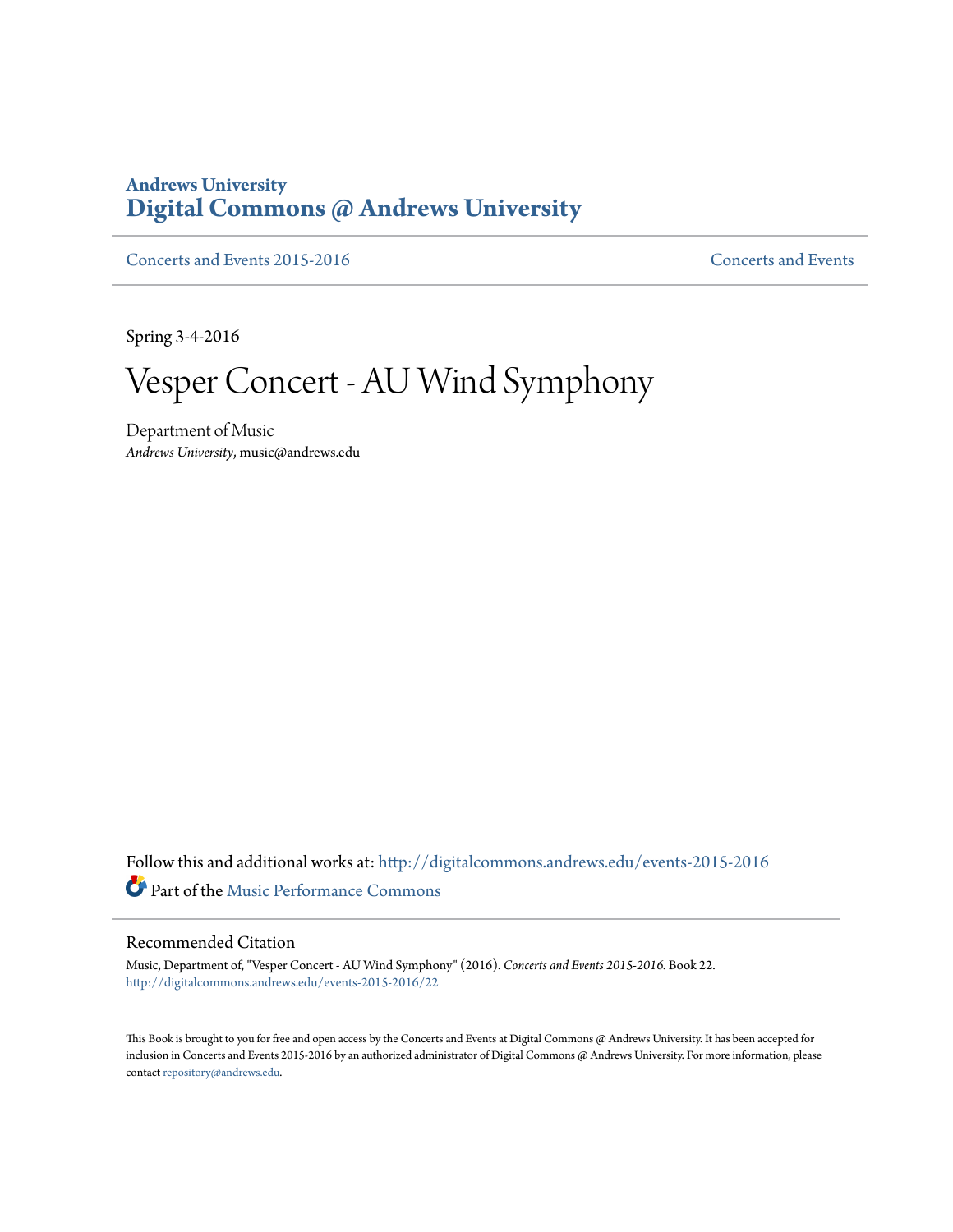Andrews University
**Digital Commons @ Andrews University**

Concerts and Events 2015-2016 | Concerts and Events

Spring 3-4-2016

# Vesper Concert - AU Wind Symphony

Department of Music
*Andrews University*, music@andrews.edu

Follow this and additional works at: http://digitalcommons.andrews.edu/events-2015-2016
Part of the Music Performance Commons

## Recommended Citation

Music, Department of, "Vesper Concert - AU Wind Symphony" (2016). *Concerts and Events 2015-2016.* Book 22.
http://digitalcommons.andrews.edu/events-2015-2016/22

This Book is brought to you for free and open access by the Concerts and Events at Digital Commons @ Andrews University. It has been accepted for inclusion in Concerts and Events 2015-2016 by an authorized administrator of Digital Commons @ Andrews University. For more information, please contact repository@andrews.edu.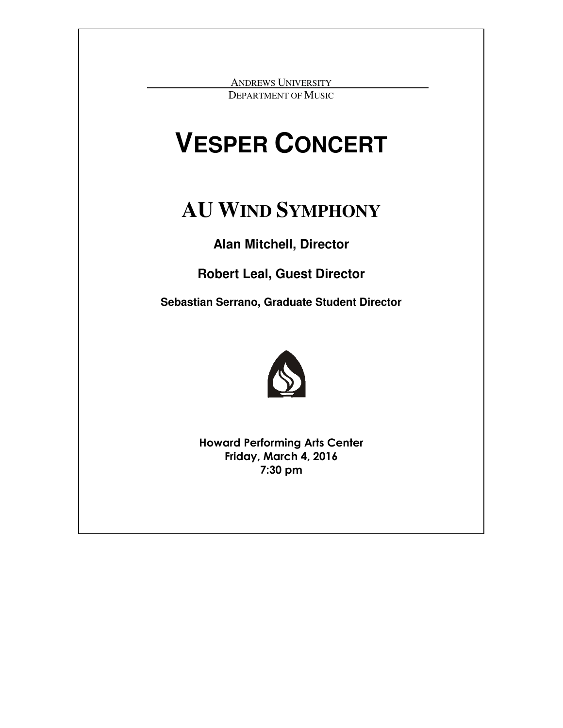ANDREWS UNIVERSITY

DEPARTMENT OF MUSIC

# VESPER CONCERT

## AU WIND SYMPHONY

**Alan Mitchell, Director**

**Robert Leal, Guest Director**

**Sebastian Serrano, Graduate Student Director**

**Howard Performing Arts Center**
**Friday, March 4, 2016**
**7:30 pm**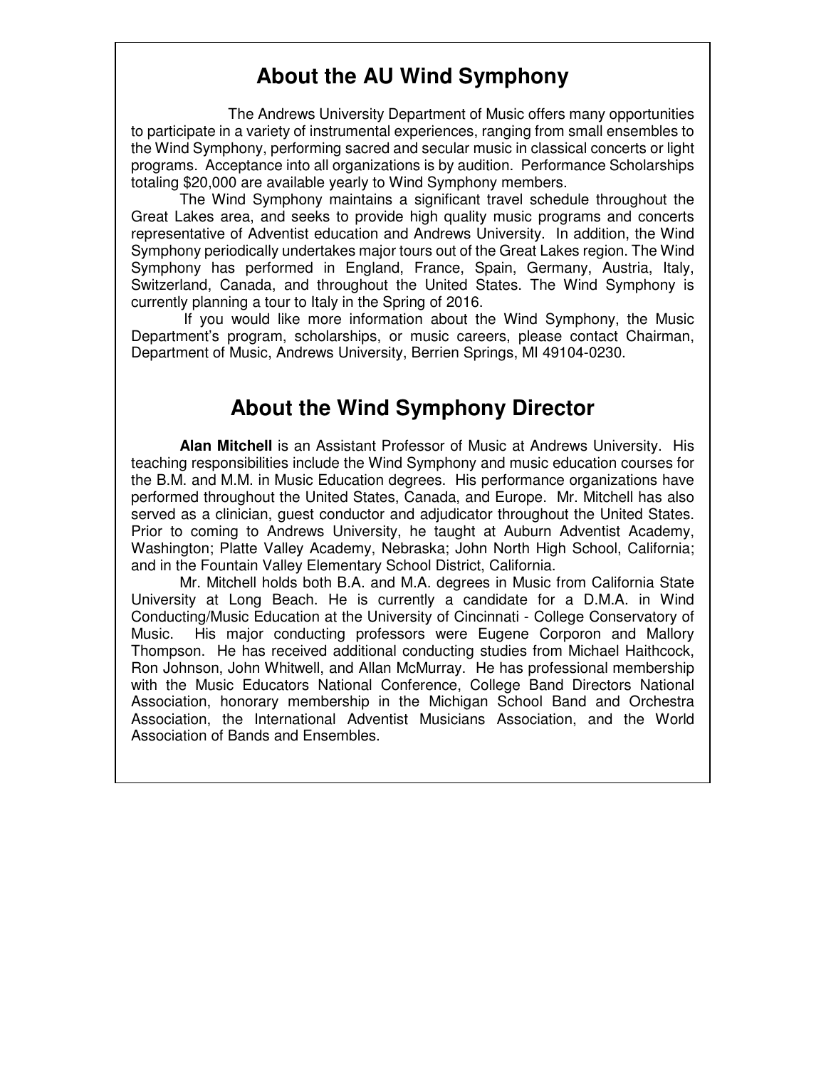## About the AU Wind Symphony

The Andrews University Department of Music offers many opportunities to participate in a variety of instrumental experiences, ranging from small ensembles to the Wind Symphony, performing sacred and secular music in classical concerts or light programs. Acceptance into all organizations is by audition. Performance Scholarships totaling $20,000 are available yearly to Wind Symphony members.

The Wind Symphony maintains a significant travel schedule throughout the Great Lakes area, and seeks to provide high quality music programs and concerts representative of Adventist education and Andrews University. In addition, the Wind Symphony periodically undertakes major tours out of the Great Lakes region. The Wind Symphony has performed in England, France, Spain, Germany, Austria, Italy, Switzerland, Canada, and throughout the United States. The Wind Symphony is currently planning a tour to Italy in the Spring of 2016.

If you would like more information about the Wind Symphony, the Music Department's program, scholarships, or music careers, please contact Chairman, Department of Music, Andrews University, Berrien Springs, MI 49104-0230.

## About the Wind Symphony Director

**Alan Mitchell** is an Assistant Professor of Music at Andrews University. His teaching responsibilities include the Wind Symphony and music education courses for the B.M. and M.M. in Music Education degrees. His performance organizations have performed throughout the United States, Canada, and Europe. Mr. Mitchell has also served as a clinician, guest conductor and adjudicator throughout the United States. Prior to coming to Andrews University, he taught at Auburn Adventist Academy, Washington; Platte Valley Academy, Nebraska; John North High School, California; and in the Fountain Valley Elementary School District, California.

Mr. Mitchell holds both B.A. and M.A. degrees in Music from California State University at Long Beach. He is currently a candidate for a D.M.A. in Wind Conducting/Music Education at the University of Cincinnati - College Conservatory of Music. His major conducting professors were Eugene Corporon and Mallory Thompson. He has received additional conducting studies from Michael Haithcock, Ron Johnson, John Whitwell, and Allan McMurray. He has professional membership with the Music Educators National Conference, College Band Directors National Association, honorary membership in the Michigan School Band and Orchestra Association, the International Adventist Musicians Association, and the World Association of Bands and Ensembles.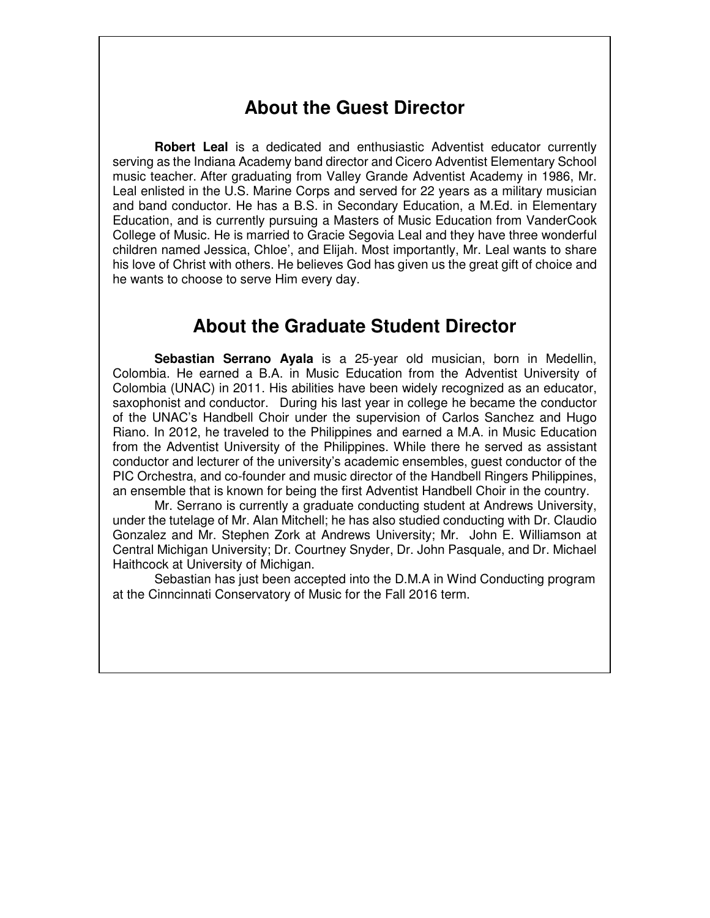## About the Guest Director

**Robert Leal** is a dedicated and enthusiastic Adventist educator currently serving as the Indiana Academy band director and Cicero Adventist Elementary School music teacher. After graduating from Valley Grande Adventist Academy in 1986, Mr. Leal enlisted in the U.S. Marine Corps and served for 22 years as a military musician and band conductor. He has a B.S. in Secondary Education, a M.Ed. in Elementary Education, and is currently pursuing a Masters of Music Education from VanderCook College of Music. He is married to Gracie Segovia Leal and they have three wonderful children named Jessica, Chloe', and Elijah. Most importantly, Mr. Leal wants to share his love of Christ with others. He believes God has given us the great gift of choice and he wants to choose to serve Him every day.

## About the Graduate Student Director

**Sebastian Serrano Ayala** is a 25-year old musician, born in Medellin, Colombia. He earned a B.A. in Music Education from the Adventist University of Colombia (UNAC) in 2011. His abilities have been widely recognized as an educator, saxophonist and conductor. During his last year in college he became the conductor of the UNAC's Handbell Choir under the supervision of Carlos Sanchez and Hugo Riano. In 2012, he traveled to the Philippines and earned a M.A. in Music Education from the Adventist University of the Philippines. While there he served as assistant conductor and lecturer of the university's academic ensembles, guest conductor of the PIC Orchestra, and co-founder and music director of the Handbell Ringers Philippines, an ensemble that is known for being the first Adventist Handbell Choir in the country.

Mr. Serrano is currently a graduate conducting student at Andrews University, under the tutelage of Mr. Alan Mitchell; he has also studied conducting with Dr. Claudio Gonzalez and Mr. Stephen Zork at Andrews University; Mr. John E. Williamson at Central Michigan University; Dr. Courtney Snyder, Dr. John Pasquale, and Dr. Michael Haithcock at University of Michigan.

Sebastian has just been accepted into the D.M.A in Wind Conducting program at the Cinncinnati Conservatory of Music for the Fall 2016 term.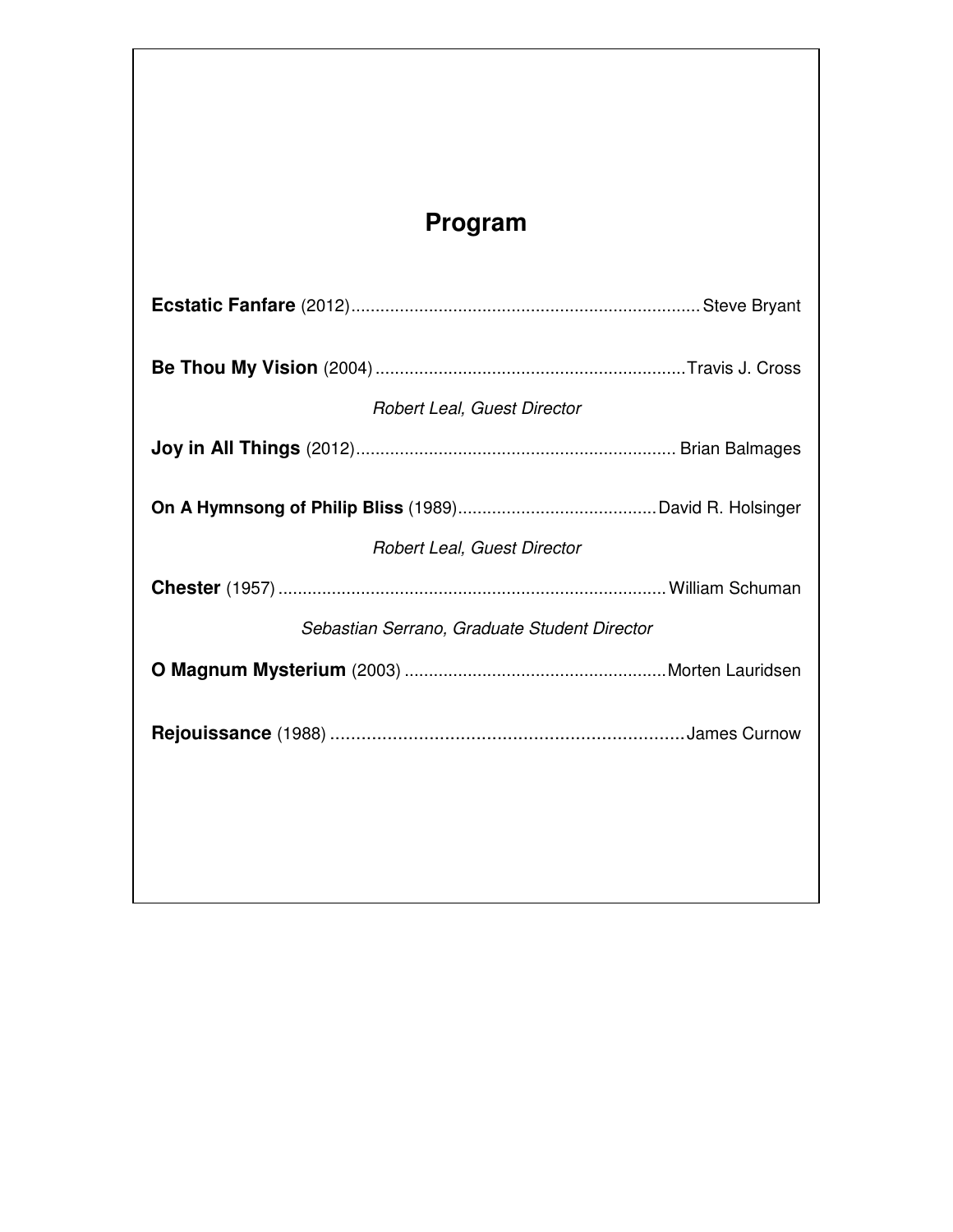# Program

**Ecstatic Fanfare** (2012)........................................................................Steve Bryant

**Be Thou My Vision** (2004)................................................................Travis J. Cross

*Robert Leal, Guest Director*

**Joy in All Things** (2012)................................................................. Brian Balmages

**On A Hymnsong of Philip Bliss** (1989).........................................David R. Holsinger

*Robert Leal, Guest Director*

**Chester** (1957)...............................................................................William Schuman

*Sebastian Serrano, Graduate Student Director*

**O Magnum Mysterium** (2003).....................................................Morten Lauridsen

**Rejouissance** (1988)....................................................................James Curnow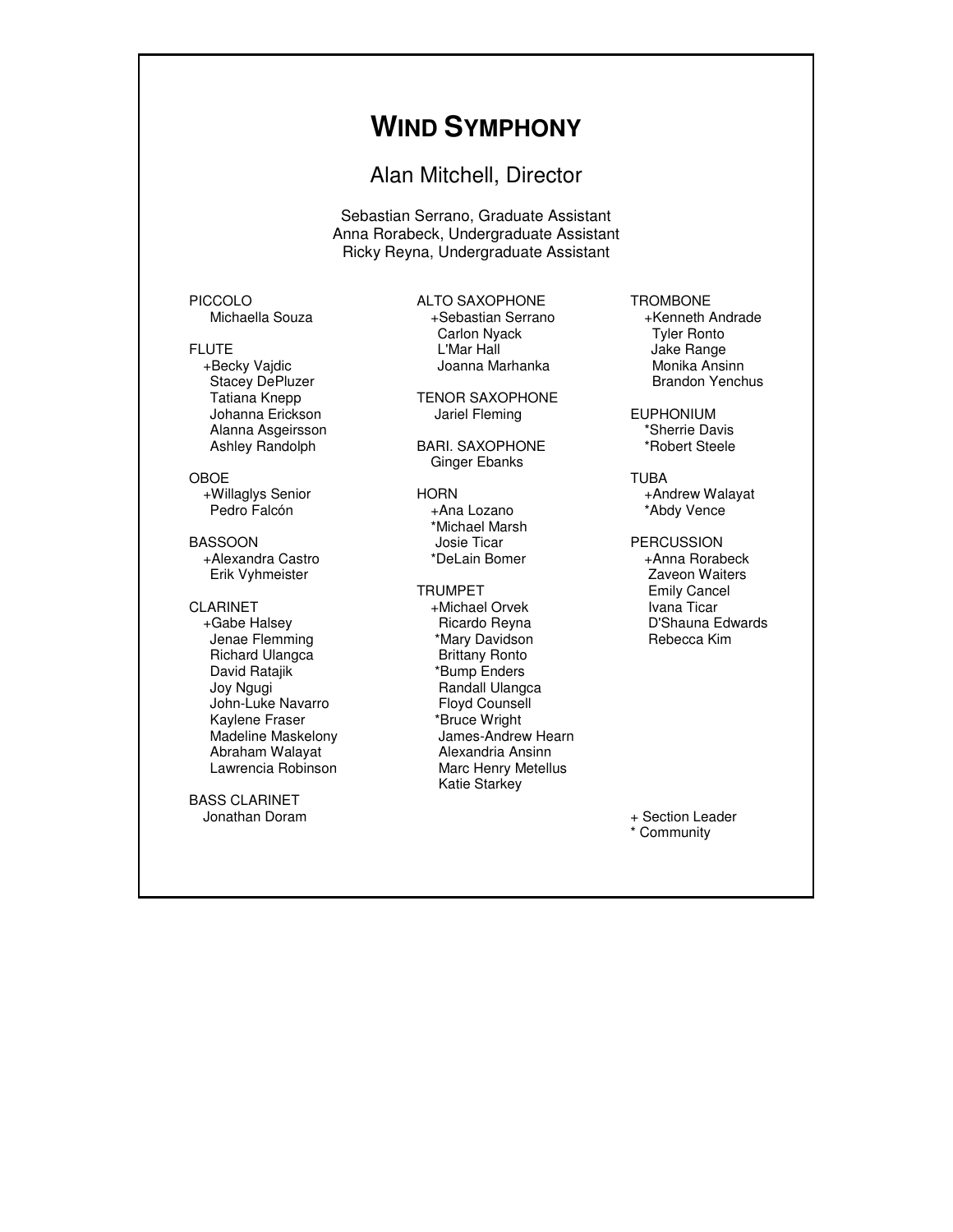# WIND SYMPHONY

## Alan Mitchell, Director

Sebastian Serrano, Graduate Assistant
Anna Rorabeck, Undergraduate Assistant
Ricky Reyna, Undergraduate Assistant

PICCOLO
Michaella Souza

FLUTE
+Becky Vajdic
Stacey DePluzer
Tatiana Knepp
Johanna Erickson
Alanna Asgeirsson
Ashley Randolph

OBOE
+Willaglys Senior
Pedro Falcón

BASSOON
+Alexandra Castro
Erik Vyhmeister

CLARINET
+Gabe Halsey
Jenae Flemming
Richard Ulangca
David Ratajik
Joy Ngugi
John-Luke Navarro
Kaylene Fraser
Madeline Maskelony
Abraham Walayat
Lawrencia Robinson

BASS CLARINET
Jonathan Doram

ALTO SAXOPHONE
+Sebastian Serrano
Carlon Nyack
L'Mar Hall
Joanna Marhanka

TENOR SAXOPHONE
Jariel Fleming

BARI. SAXOPHONE
Ginger Ebanks

HORN
+Ana Lozano
*Michael Marsh
Josie Ticar
*DeLain Bomer

TRUMPET
+Michael Orvek
Ricardo Reyna
*Mary Davidson
Brittany Ronto
*Bump Enders
Randall Ulangca
Floyd Counsell
*Bruce Wright
James-Andrew Hearn
Alexandria Ansinn
Marc Henry Metellus
Katie Starkey

TROMBONE
+Kenneth Andrade
Tyler Ronto
Jake Range
Monika Ansinn
Brandon Yenchus

EUPHONIUM
*Sherrie Davis
*Robert Steele

TUBA
+Andrew Walayat
*Abdy Vence

PERCUSSION
+Anna Rorabeck
Zaveon Waiters
Emily Cancel
Ivana Ticar
D'Shauna Edwards
Rebecca Kim

+ Section Leader
* Community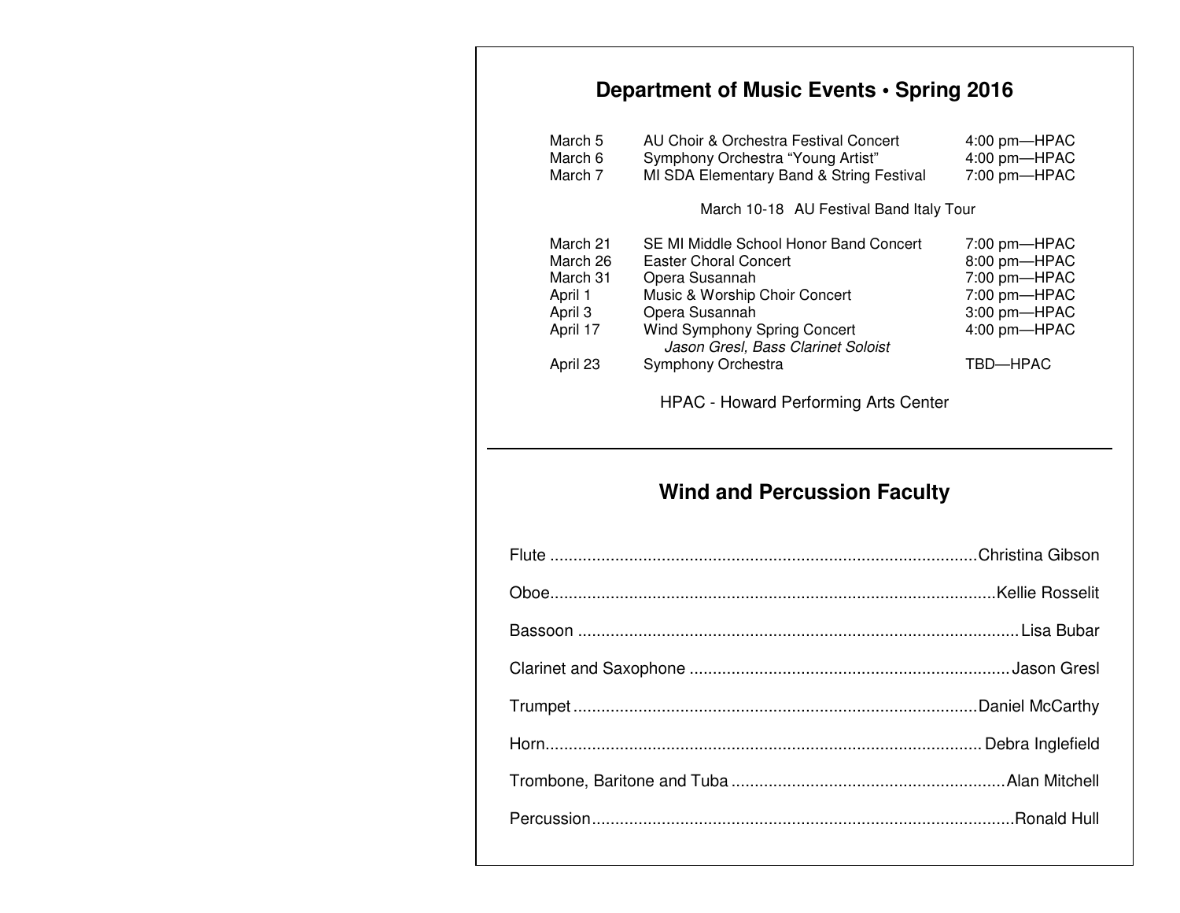## Department of Music Events • Spring 2016

| | | |
|---|---|---|
| March 5 | AU Choir & Orchestra Festival Concert | 4:00 pm—HPAC |
| March 6 | Symphony Orchestra "Young Artist" | 4:00 pm—HPAC |
| March 7 | MI SDA Elementary Band & String Festival | 7:00 pm—HPAC |

March 10-18 AU Festival Band Italy Tour

| | | |
|---|---|---|
| March 21 | SE MI Middle School Honor Band Concert | 7:00 pm—HPAC |
| March 26 | Easter Choral Concert | 8:00 pm—HPAC |
| March 31 | Opera Susannah | 7:00 pm—HPAC |
| April 1 | Music & Worship Choir Concert | 7:00 pm—HPAC |
| April 3 | Opera Susannah | 3:00 pm—HPAC |
| April 17 | Wind Symphony Spring Concert<br>*Jason Gresl, Bass Clarinet Soloist* | 4:00 pm—HPAC |
| April 23 | Symphony Orchestra | TBD—HPAC |

HPAC - Howard Performing Arts Center

---

## Wind and Percussion Faculty

Flute .................... Christina Gibson

Oboe .................... Kellie Rosselit

Bassoon .................... Lisa Bubar

Clarinet and Saxophone .................... Jason Gresl

Trumpet .................... Daniel McCarthy

Horn .................... Debra Inglefield

Trombone, Baritone and Tuba .................... Alan Mitchell

Percussion .................... Ronald Hull